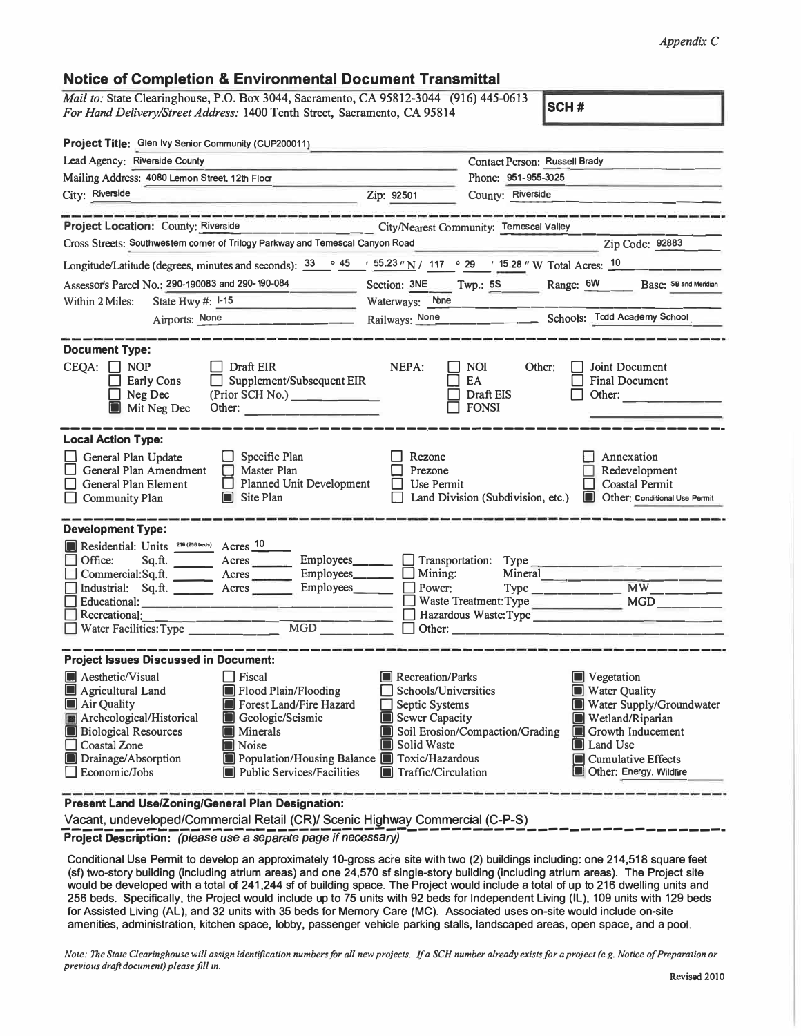*Appendix C*

## Notice of Completion & Environmental Document Transmittal

*Mail to:* State Clearinghouse, P.O. Box 3044, Sacramento, CA 95812-3044 (916) 445-0613
*For Hand Delivery/Street Address:* 1400 Tenth Street, Sacramento, CA 95814

**SCH #**

**Project Title:** Glen Ivy Senior Community (CUP200011)

Lead Agency: Riverside County — Contact Person: Russell Brady
Mailing Address: 4080 Lemon Street, 12th Floor — Phone: 951-955-3025
City: Riverside — Zip: 92501 — County: Riverside

**Project Location:** County: Riverside — City/Nearest Community: Temescal Valley
Cross Streets: Southwestern corner of Trilogy Parkway and Temescal Canyon Road — Zip Code: 92883
Longitude/Latitude (degrees, minutes and seconds): 33 ° 45 ′ 55.23 ″ N / 117 ° 29 ′ 15.28 ″ W Total Acres: 10
Assessor's Parcel No.: 290-190083 and 290-190-084 — Section: 3NE — Twp.: 5S — Range: 6W — Base: SB and Meridian
Within 2 Miles: State Hwy #: I-15 — Waterways: None
Airports: None — Railways: None — Schools: Todd Academy School

**Document Type:**

CEQA: ☐ NOP ☐ Early Cons ☐ Neg Dec ■ Mit Neg Dec ☐ Draft EIR ☐ Supplement/Subsequent EIR (Prior SCH No.) ______ Other: ______
NEPA: ☐ NOI ☐ EA ☐ Draft EIS ☐ FONSI
Other: ☐ Joint Document ☐ Final Document ☐ Other: ______

**Local Action Type:**

☐ General Plan Update ☐ General Plan Amendment ☐ General Plan Element ☐ Community Plan ☐ Specific Plan ☐ Master Plan ☐ Planned Unit Development ■ Site Plan ☐ Rezone ☐ Prezone ☐ Use Permit ☐ Land Division (Subdivision, etc.) ☐ Annexation ☐ Redevelopment ☐ Coastal Permit ■ Other: Conditional Use Permit

**Development Type:**

■ Residential: Units 216 (256 beds) Acres 10
☐ Office: Sq.ft. ____ Acres ____ Employees ____
☐ Commercial: Sq.ft. ____ Acres ____ Employees ____
☐ Industrial: Sq.ft. ____ Acres ____ Employees ____
☐ Educational: ____
☐ Recreational: ____
☐ Water Facilities: Type ____ MGD ____
☐ Transportation: Type ____
☐ Mining: Mineral ____
☐ Power: Type ____ MW ____
☐ Waste Treatment: Type ____ MGD ____
☐ Hazardous Waste: Type ____
☐ Other: ____

**Project Issues Discussed in Document:**

■ Aesthetic/Visual ■ Agricultural Land ■ Air Quality ■ Archeological/Historical ■ Biological Resources ☐ Coastal Zone ■ Drainage/Absorption ☐ Economic/Jobs ☐ Fiscal ■ Flood Plain/Flooding ■ Forest Land/Fire Hazard ■ Geologic/Seismic ■ Minerals ■ Noise ■ Population/Housing Balance ■ Public Services/Facilities ■ Recreation/Parks ☐ Schools/Universities ☐ Septic Systems ■ Sewer Capacity ■ Soil Erosion/Compaction/Grading ■ Solid Waste ■ Toxic/Hazardous ■ Traffic/Circulation ■ Vegetation ■ Water Quality ■ Water Supply/Groundwater ■ Wetland/Riparian ■ Growth Inducement ■ Land Use ■ Cumulative Effects ■ Other: Energy, Wildfire

**Present Land Use/Zoning/General Plan Designation:**

Vacant, undeveloped/Commercial Retail (CR)/ Scenic Highway Commercial (C-P-S)

**Project Description:** *(please use a separate page if necessary)*

Conditional Use Permit to develop an approximately 10-gross acre site with two (2) buildings including: one 214,518 square feet (sf) two-story building (including atrium areas) and one 24,570 sf single-story building (including atrium areas). The Project site would be developed with a total of 241,244 sf of building space. The Project would include a total of up to 216 dwelling units and 256 beds. Specifically, the Project would include up to 75 units with 92 beds for Independent Living (IL), 109 units with 129 beds for Assisted Living (AL), and 32 units with 35 beds for Memory Care (MC). Associated uses on-site would include on-site amenities, administration, kitchen space, lobby, passenger vehicle parking stalls, landscaped areas, open space, and a pool.

*Note: The State Clearinghouse will assign identification numbers for all new projects. If a SCH number already exists for a project (e.g. Notice of Preparation or previous draft document) please fill in.*

Revised 2010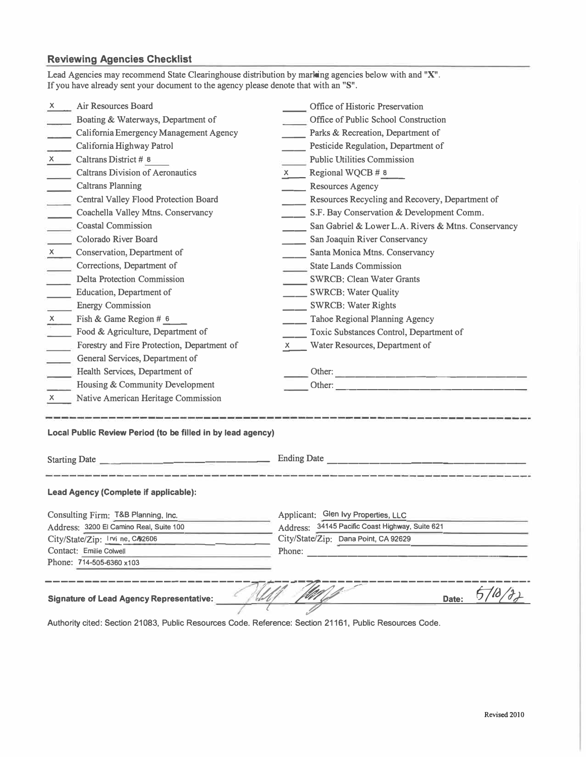## Reviewing Agencies Checklist

Lead Agencies may recommend State Clearinghouse distribution by marking agencies below with and "X". If you have already sent your document to the agency please denote that with an "S".

- X Air Resources Board
- ____ Boating & Waterways, Department of
- ____ California Emergency Management Agency
- ____ California Highway Patrol
- X Caltrans District # 8
- ____ Caltrans Division of Aeronautics
- ____ Caltrans Planning
- ____ Central Valley Flood Protection Board
- ____ Coachella Valley Mtns. Conservancy
- ____ Coastal Commission
- ____ Colorado River Board
- X Conservation, Department of
- ____ Corrections, Department of
- ____ Delta Protection Commission
- ____ Education, Department of
- ____ Energy Commission
- X Fish & Game Region # 6
- ____ Food & Agriculture, Department of
- ____ Forestry and Fire Protection, Department of
- ____ General Services, Department of
- ____ Health Services, Department of
- ____ Housing & Community Development
- X Native American Heritage Commission
- ____ Office of Historic Preservation
- ____ Office of Public School Construction
- ____ Parks & Recreation, Department of
- ____ Pesticide Regulation, Department of
- ____ Public Utilities Commission
- X Regional WQCB # 8
- ____ Resources Agency
- ____ Resources Recycling and Recovery, Department of
- ____ S.F. Bay Conservation & Development Comm.
- ____ San Gabriel & Lower L.A. Rivers & Mtns. Conservancy
- ____ San Joaquin River Conservancy
- ____ Santa Monica Mtns. Conservancy
- ____ State Lands Commission
- ____ SWRCB: Clean Water Grants
- ____ SWRCB: Water Quality
- ____ SWRCB: Water Rights
- ____ Tahoe Regional Planning Agency
- ____ Toxic Substances Control, Department of
- X Water Resources, Department of
- ____ Other: ____________________
- ____ Other: ____________________

---

**Local Public Review Period (to be filled in by lead agency)**

Starting Date ____________________ Ending Date ____________________

---

**Lead Agency (Complete if applicable):**

Consulting Firm: T&B Planning, Inc.
Address: 3200 El Camino Real, Suite 100
City/State/Zip: Irvine, CA 92606
Contact: Emilie Colwell
Phone: 714-505-6360 x103

Applicant: Glen Ivy Properties, LLC
Address: 34145 Pacific Coast Highway, Suite 621
City/State/Zip: Dana Point, CA 92629
Phone: ____________________

---

**Signature of Lead Agency Representative:** [signature] **Date:** 5/10/22

Authority cited: Section 21083, Public Resources Code. Reference: Section 21161, Public Resources Code.

Revised 2010